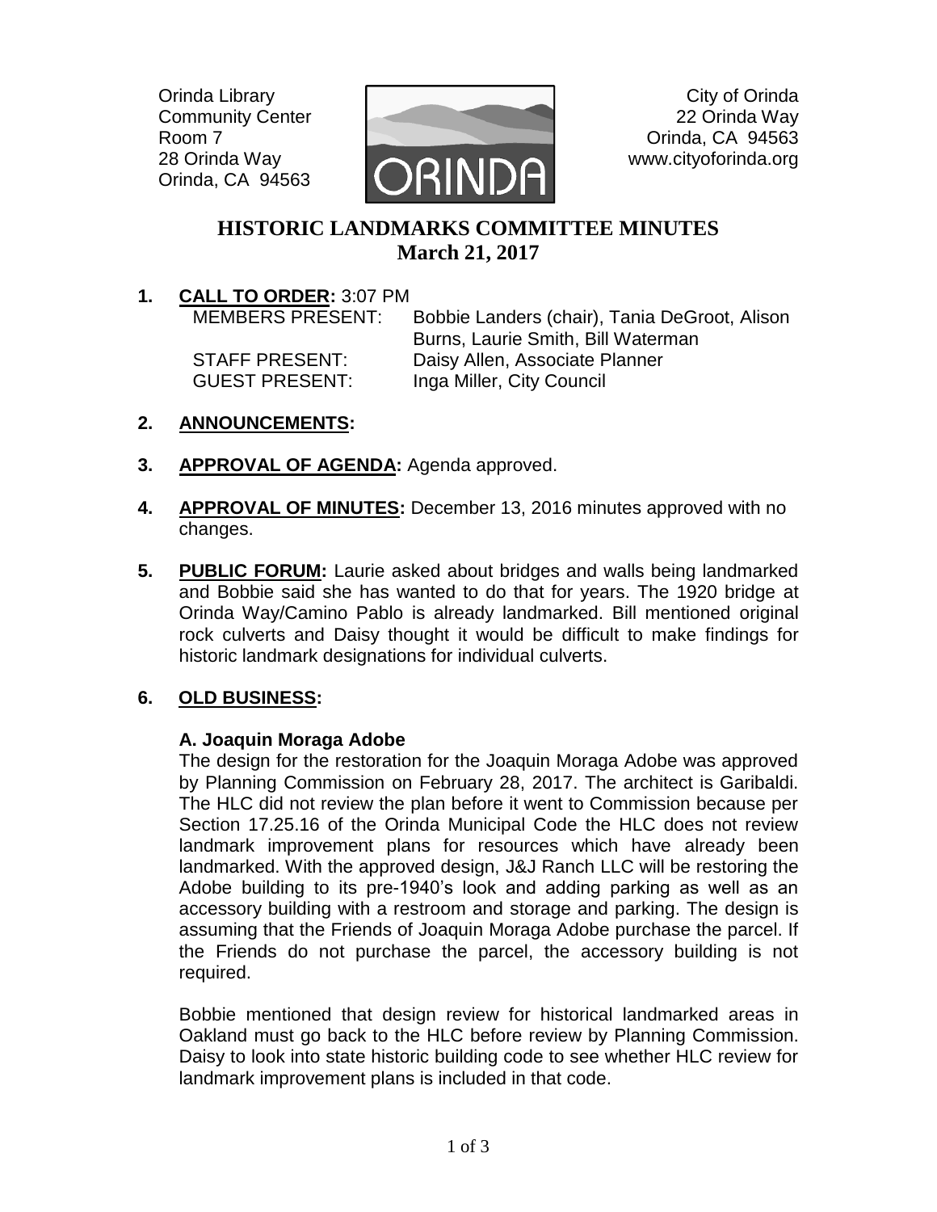Orinda Library
Community Center
Room 7
28 Orinda Way
Orinda, CA 94563

City of Orinda
22 Orinda Way
Orinda, CA 94563
www.cityoforinda.org

# HISTORIC LANDMARKS COMMITTEE MINUTES
## March 21, 2017

**1. CALL TO ORDER:** 3:07 PM

MEMBERS PRESENT: Bobbie Landers (chair), Tania DeGroot, Alison Burns, Laurie Smith, Bill Waterman
STAFF PRESENT: Daisy Allen, Associate Planner
GUEST PRESENT: Inga Miller, City Council

**2. ANNOUNCEMENTS:**

**3. APPROVAL OF AGENDA:** Agenda approved.

**4. APPROVAL OF MINUTES:** December 13, 2016 minutes approved with no changes.

**5. PUBLIC FORUM:** Laurie asked about bridges and walls being landmarked and Bobbie said she has wanted to do that for years. The 1920 bridge at Orinda Way/Camino Pablo is already landmarked. Bill mentioned original rock culverts and Daisy thought it would be difficult to make findings for historic landmark designations for individual culverts.

**6. OLD BUSINESS:**

**A. Joaquin Moraga Adobe**

The design for the restoration for the Joaquin Moraga Adobe was approved by Planning Commission on February 28, 2017. The architect is Garibaldi. The HLC did not review the plan before it went to Commission because per Section 17.25.16 of the Orinda Municipal Code the HLC does not review landmark improvement plans for resources which have already been landmarked. With the approved design, J&J Ranch LLC will be restoring the Adobe building to its pre-1940's look and adding parking as well as an accessory building with a restroom and storage and parking. The design is assuming that the Friends of Joaquin Moraga Adobe purchase the parcel. If the Friends do not purchase the parcel, the accessory building is not required.

Bobbie mentioned that design review for historical landmarked areas in Oakland must go back to the HLC before review by Planning Commission. Daisy to look into state historic building code to see whether HLC review for landmark improvement plans is included in that code.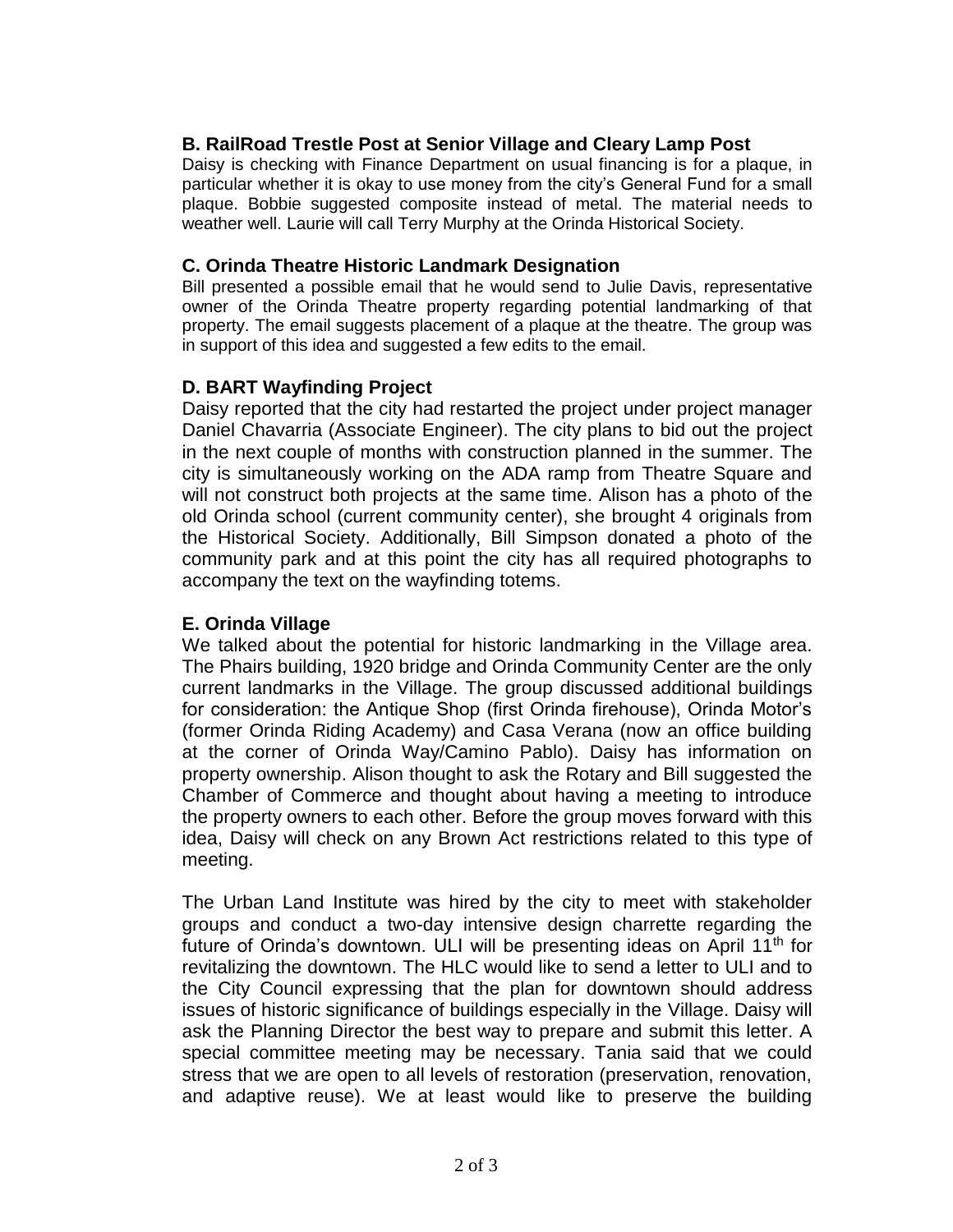### B. RailRoad Trestle Post at Senior Village and Cleary Lamp Post

Daisy is checking with Finance Department on usual financing is for a plaque, in particular whether it is okay to use money from the city's General Fund for a small plaque. Bobbie suggested composite instead of metal. The material needs to weather well. Laurie will call Terry Murphy at the Orinda Historical Society.

### C. Orinda Theatre Historic Landmark Designation

Bill presented a possible email that he would send to Julie Davis, representative owner of the Orinda Theatre property regarding potential landmarking of that property. The email suggests placement of a plaque at the theatre. The group was in support of this idea and suggested a few edits to the email.

### D. BART Wayfinding Project

Daisy reported that the city had restarted the project under project manager Daniel Chavarria (Associate Engineer). The city plans to bid out the project in the next couple of months with construction planned in the summer. The city is simultaneously working on the ADA ramp from Theatre Square and will not construct both projects at the same time. Alison has a photo of the old Orinda school (current community center), she brought 4 originals from the Historical Society. Additionally, Bill Simpson donated a photo of the community park and at this point the city has all required photographs to accompany the text on the wayfinding totems.

### E. Orinda Village

We talked about the potential for historic landmarking in the Village area. The Phairs building, 1920 bridge and Orinda Community Center are the only current landmarks in the Village. The group discussed additional buildings for consideration: the Antique Shop (first Orinda firehouse), Orinda Motor's (former Orinda Riding Academy) and Casa Verana (now an office building at the corner of Orinda Way/Camino Pablo). Daisy has information on property ownership. Alison thought to ask the Rotary and Bill suggested the Chamber of Commerce and thought about having a meeting to introduce the property owners to each other. Before the group moves forward with this idea, Daisy will check on any Brown Act restrictions related to this type of meeting.

The Urban Land Institute was hired by the city to meet with stakeholder groups and conduct a two-day intensive design charrette regarding the future of Orinda's downtown. ULI will be presenting ideas on April 11th for revitalizing the downtown. The HLC would like to send a letter to ULI and to the City Council expressing that the plan for downtown should address issues of historic significance of buildings especially in the Village. Daisy will ask the Planning Director the best way to prepare and submit this letter. A special committee meeting may be necessary. Tania said that we could stress that we are open to all levels of restoration (preservation, renovation, and adaptive reuse). We at least would like to preserve the building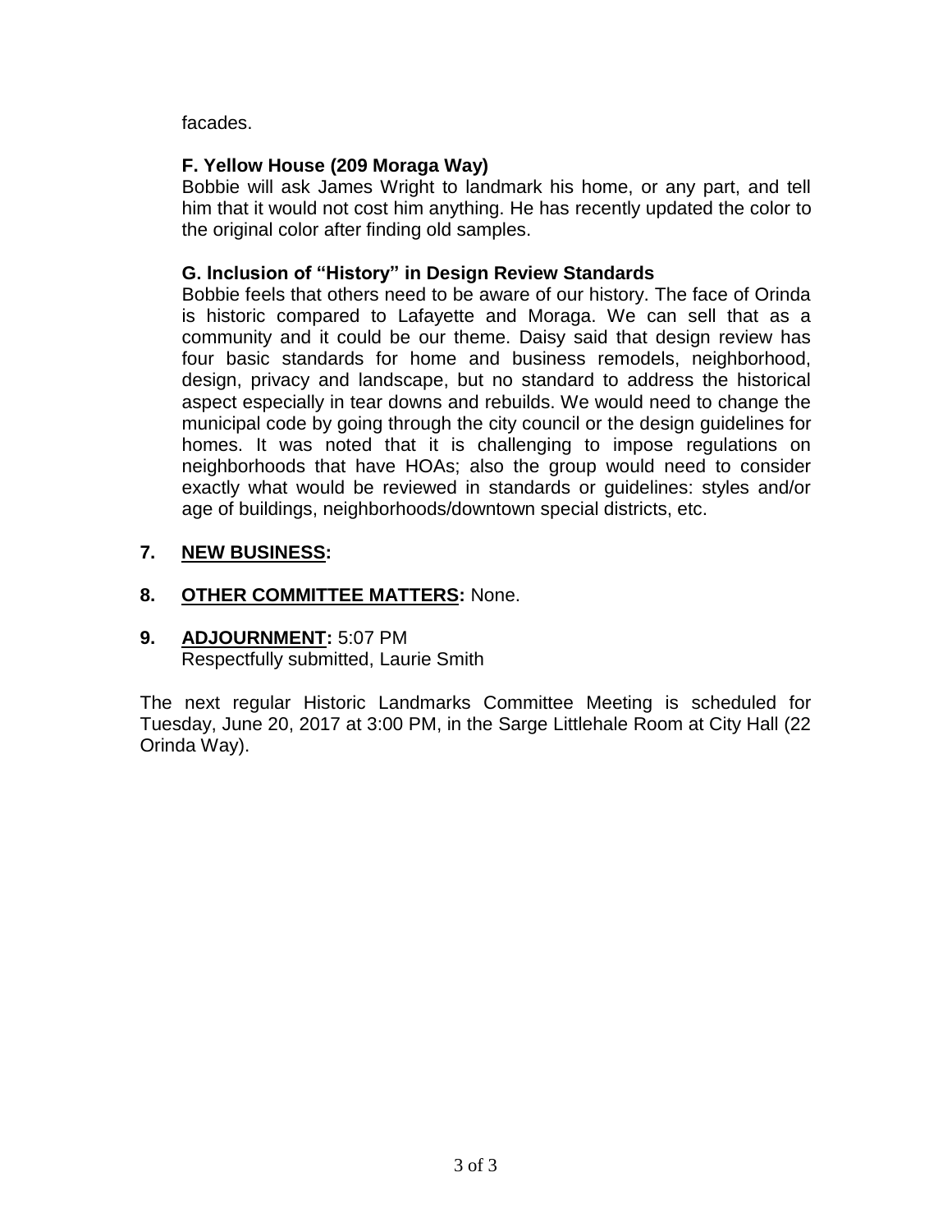facades.

**F. Yellow House (209 Moraga Way)**

Bobbie will ask James Wright to landmark his home, or any part, and tell him that it would not cost him anything. He has recently updated the color to the original color after finding old samples.

**G. Inclusion of "History" in Design Review Standards**

Bobbie feels that others need to be aware of our history. The face of Orinda is historic compared to Lafayette and Moraga. We can sell that as a community and it could be our theme. Daisy said that design review has four basic standards for home and business remodels, neighborhood, design, privacy and landscape, but no standard to address the historical aspect especially in tear downs and rebuilds. We would need to change the municipal code by going through the city council or the design guidelines for homes. It was noted that it is challenging to impose regulations on neighborhoods that have HOAs; also the group would need to consider exactly what would be reviewed in standards or guidelines: styles and/or age of buildings, neighborhoods/downtown special districts, etc.

**7. <u>NEW BUSINESS</u>:**

**8. <u>OTHER COMMITTEE MATTERS</u>:** None.

**9. <u>ADJOURNMENT</u>:** 5:07 PM
Respectfully submitted, Laurie Smith

The next regular Historic Landmarks Committee Meeting is scheduled for Tuesday, June 20, 2017 at 3:00 PM, in the Sarge Littlehale Room at City Hall (22 Orinda Way).